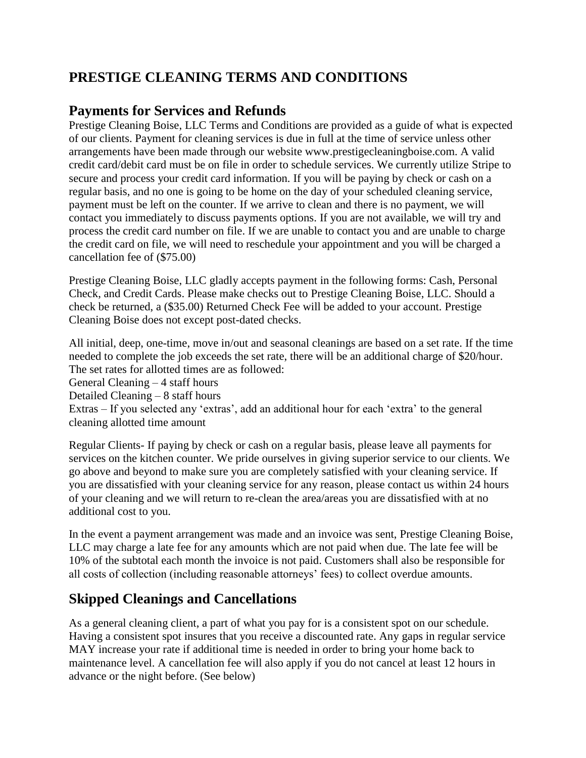# PRESTIGE CLEANING TERMS AND CONDITIONS

## Payments for Services and Refunds

Prestige Cleaning Boise, LLC Terms and Conditions are provided as a guide of what is expected of our clients. Payment for cleaning services is due in full at the time of service unless other arrangements have been made through our website www.prestigecleaningboise.com. A valid credit card/debit card must be on file in order to schedule services. We currently utilize Stripe to secure and process your credit card information. If you will be paying by check or cash on a regular basis, and no one is going to be home on the day of your scheduled cleaning service, payment must be left on the counter. If we arrive to clean and there is no payment, we will contact you immediately to discuss payments options. If you are not available, we will try and process the credit card number on file. If we are unable to contact you and are unable to charge the credit card on file, we will need to reschedule your appointment and you will be charged a cancellation fee of ($75.00)

Prestige Cleaning Boise, LLC gladly accepts payment in the following forms: Cash, Personal Check, and Credit Cards. Please make checks out to Prestige Cleaning Boise, LLC. Should a check be returned, a ($35.00) Returned Check Fee will be added to your account. Prestige Cleaning Boise does not except post-dated checks.

All initial, deep, one-time, move in/out and seasonal cleanings are based on a set rate. If the time needed to complete the job exceeds the set rate, there will be an additional charge of $20/hour. The set rates for allotted times are as followed:
General Cleaning – 4 staff hours
Detailed Cleaning – 8 staff hours
Extras – If you selected any 'extras', add an additional hour for each 'extra' to the general cleaning allotted time amount

Regular Clients- If paying by check or cash on a regular basis, please leave all payments for services on the kitchen counter. We pride ourselves in giving superior service to our clients. We go above and beyond to make sure you are completely satisfied with your cleaning service. If you are dissatisfied with your cleaning service for any reason, please contact us within 24 hours of your cleaning and we will return to re-clean the area/areas you are dissatisfied with at no additional cost to you.

In the event a payment arrangement was made and an invoice was sent, Prestige Cleaning Boise, LLC may charge a late fee for any amounts which are not paid when due. The late fee will be 10% of the subtotal each month the invoice is not paid. Customers shall also be responsible for all costs of collection (including reasonable attorneys' fees) to collect overdue amounts.

## Skipped Cleanings and Cancellations

As a general cleaning client, a part of what you pay for is a consistent spot on our schedule. Having a consistent spot insures that you receive a discounted rate. Any gaps in regular service MAY increase your rate if additional time is needed in order to bring your home back to maintenance level. A cancellation fee will also apply if you do not cancel at least 12 hours in advance or the night before. (See below)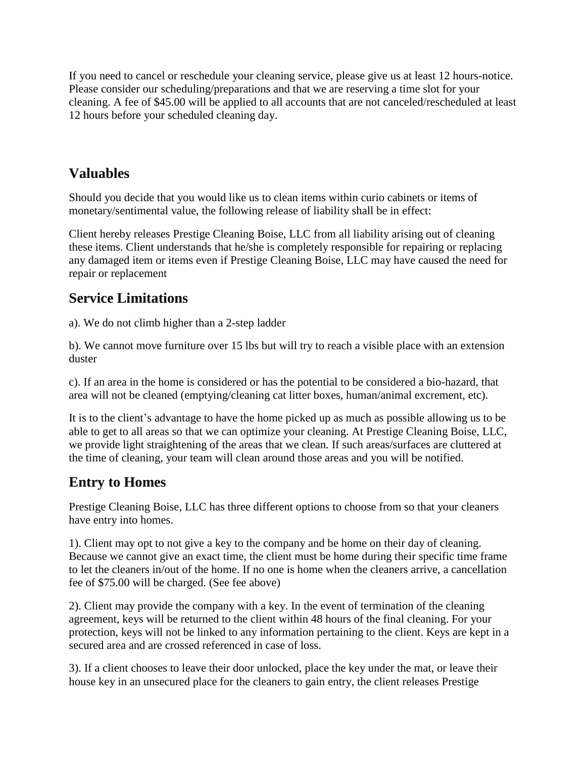If you need to cancel or reschedule your cleaning service, please give us at least 12 hours-notice. Please consider our scheduling/preparations and that we are reserving a time slot for your cleaning. A fee of $45.00 will be applied to all accounts that are not canceled/rescheduled at least 12 hours before your scheduled cleaning day.

## Valuables

Should you decide that you would like us to clean items within curio cabinets or items of monetary/sentimental value, the following release of liability shall be in effect:

Client hereby releases Prestige Cleaning Boise, LLC from all liability arising out of cleaning these items. Client understands that he/she is completely responsible for repairing or replacing any damaged item or items even if Prestige Cleaning Boise, LLC may have caused the need for repair or replacement

## Service Limitations

a). We do not climb higher than a 2-step ladder

b). We cannot move furniture over 15 lbs but will try to reach a visible place with an extension duster

c). If an area in the home is considered or has the potential to be considered a bio-hazard, that area will not be cleaned (emptying/cleaning cat litter boxes, human/animal excrement, etc).

It is to the client's advantage to have the home picked up as much as possible allowing us to be able to get to all areas so that we can optimize your cleaning. At Prestige Cleaning Boise, LLC, we provide light straightening of the areas that we clean. If such areas/surfaces are cluttered at the time of cleaning, your team will clean around those areas and you will be notified.

## Entry to Homes

Prestige Cleaning Boise, LLC has three different options to choose from so that your cleaners have entry into homes.

1). Client may opt to not give a key to the company and be home on their day of cleaning. Because we cannot give an exact time, the client must be home during their specific time frame to let the cleaners in/out of the home. If no one is home when the cleaners arrive, a cancellation fee of $75.00 will be charged. (See fee above)

2). Client may provide the company with a key. In the event of termination of the cleaning agreement, keys will be returned to the client within 48 hours of the final cleaning. For your protection, keys will not be linked to any information pertaining to the client. Keys are kept in a secured area and are crossed referenced in case of loss.

3). If a client chooses to leave their door unlocked, place the key under the mat, or leave their house key in an unsecured place for the cleaners to gain entry, the client releases Prestige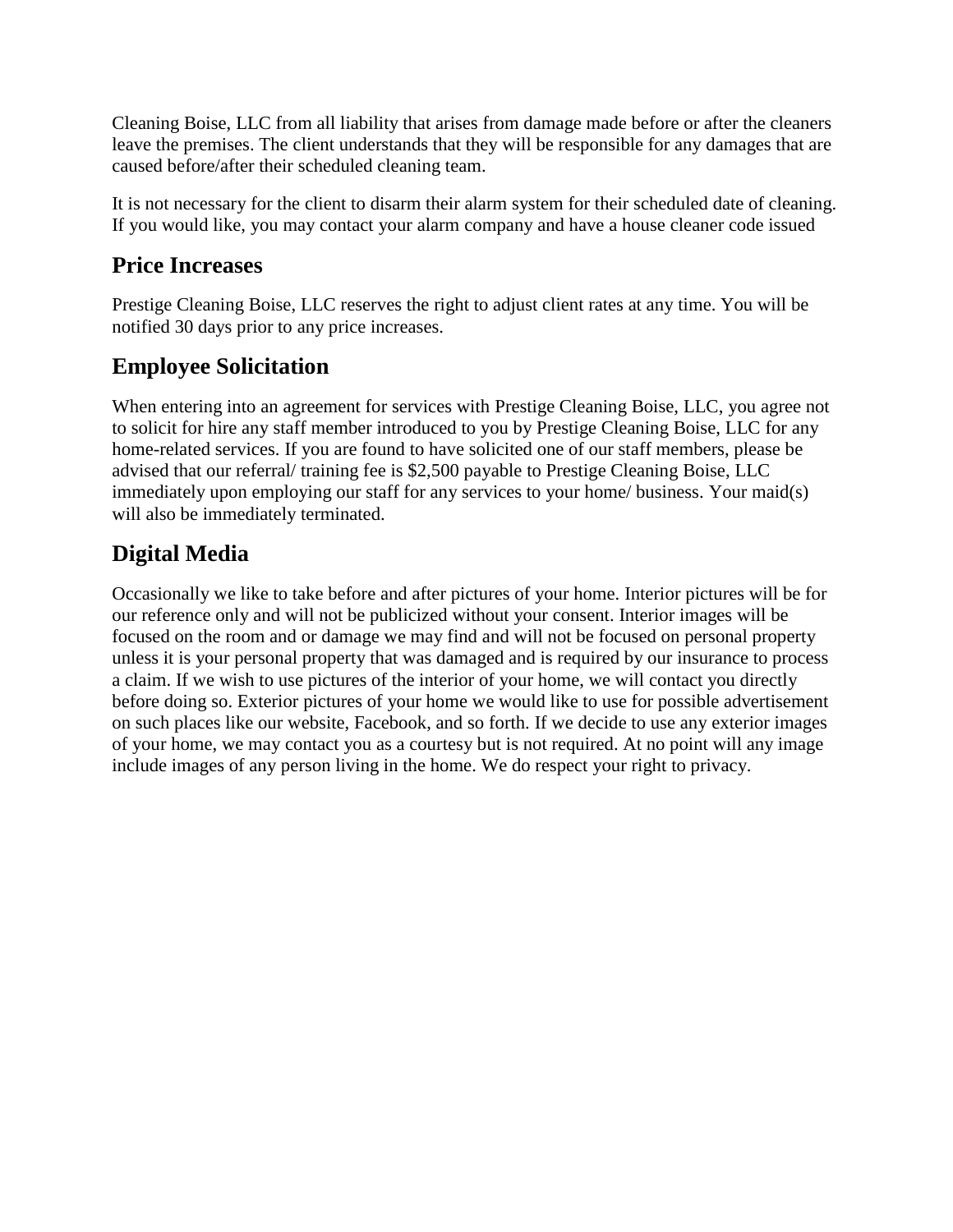Cleaning Boise, LLC from all liability that arises from damage made before or after the cleaners leave the premises. The client understands that they will be responsible for any damages that are caused before/after their scheduled cleaning team.

It is not necessary for the client to disarm their alarm system for their scheduled date of cleaning. If you would like, you may contact your alarm company and have a house cleaner code issued

## Price Increases

Prestige Cleaning Boise, LLC reserves the right to adjust client rates at any time. You will be notified 30 days prior to any price increases.

## Employee Solicitation

When entering into an agreement for services with Prestige Cleaning Boise, LLC, you agree not to solicit for hire any staff member introduced to you by Prestige Cleaning Boise, LLC for any home-related services. If you are found to have solicited one of our staff members, please be advised that our referral/ training fee is $2,500 payable to Prestige Cleaning Boise, LLC immediately upon employing our staff for any services to your home/ business. Your maid(s) will also be immediately terminated.

## Digital Media

Occasionally we like to take before and after pictures of your home. Interior pictures will be for our reference only and will not be publicized without your consent. Interior images will be focused on the room and or damage we may find and will not be focused on personal property unless it is your personal property that was damaged and is required by our insurance to process a claim. If we wish to use pictures of the interior of your home, we will contact you directly before doing so. Exterior pictures of your home we would like to use for possible advertisement on such places like our website, Facebook, and so forth. If we decide to use any exterior images of your home, we may contact you as a courtesy but is not required. At no point will any image include images of any person living in the home. We do respect your right to privacy.